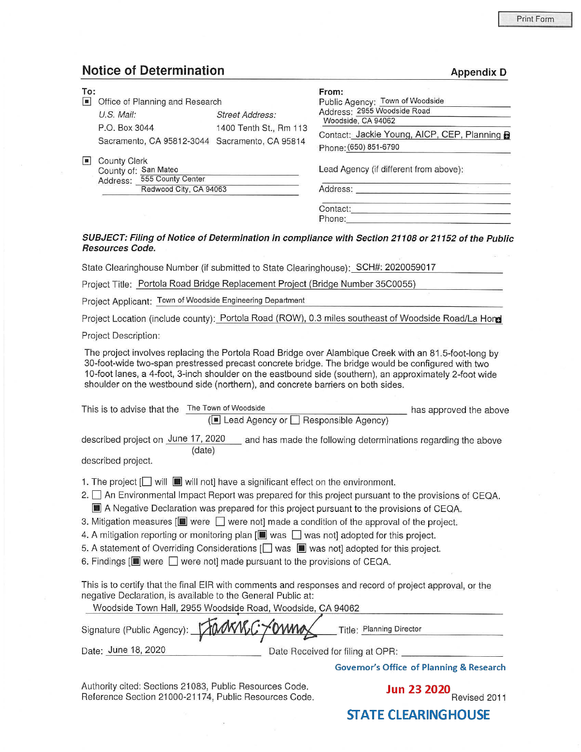Print Form

## Notice of Determination

**Appendix D**

**To:**

[■] Office of Planning and Research

*U.S. Mail:*
P.O. Box 3044
Sacramento, CA 95812-3044

*Street Address:*
1400 Tenth St., Rm 113
Sacramento, CA 95814

[■] County Clerk
County of: San Mateo
Address: 555 County Center
Redwood City, CA 94063

**From:**

Public Agency: Town of Woodside
Address: 2955 Woodside Road
Woodside, CA 94062
Contact: Jackie Young, AICP, CEP, Planning
Phone: (650) 851-6790

Lead Agency (if different from above):

Address:

Contact:
Phone:

***SUBJECT: Filing of Notice of Determination in compliance with Section 21108 or 21152 of the Public Resources Code.***

State Clearinghouse Number (if submitted to State Clearinghouse): SCH#: 2020059017

Project Title: Portola Road Bridge Replacement Project (Bridge Number 35C0055)

Project Applicant: Town of Woodside Engineering Department

Project Location (include county): Portola Road (ROW), 0.3 miles southeast of Woodside Road/La Hon

Project Description:

The project involves replacing the Portola Road Bridge over Alambique Creek with an 81.5-foot-long by 30-foot-wide two-span prestressed precast concrete bridge. The bridge would be configured with two 10-foot lanes, a 4-foot, 3-inch shoulder on the eastbound side (southern), an approximately 2-foot wide shoulder on the westbound side (northern), and concrete barriers on both sides.

This is to advise that the The Town of Woodside ([■] Lead Agency or [ ] Responsible Agency) has approved the above described project on June 17, 2020 (date) and has made the following determinations regarding the above described project.

1. The project [ ] will [■] will not] have a significant effect on the environment.
2. [ ] An Environmental Impact Report was prepared for this project pursuant to the provisions of CEQA.
   [■] A Negative Declaration was prepared for this project pursuant to the provisions of CEQA.
3. Mitigation measures [[■] were [ ] were not] made a condition of the approval of the project.
4. A mitigation reporting or monitoring plan [[■] was [ ] was not] adopted for this project.
5. A statement of Overriding Considerations [[ ] was [■] was not] adopted for this project.
6. Findings [[■] were [ ] were not] made pursuant to the provisions of CEQA.

This is to certify that the final EIR with comments and responses and record of project approval, or the negative Declaration, is available to the General Public at:

Woodside Town Hall, 2955 Woodside Road, Woodside, CA 94062

Signature (Public Agency): Jackie C. Young Title: Planning Director

Date: June 18, 2020 Date Received for filing at OPR:

Governor's Office of Planning & Research

Jun 23 2020

STATE CLEARINGHOUSE

Authority cited: Sections 21083, Public Resources Code.
Reference Section 21000-21174, Public Resources Code.

Revised 2011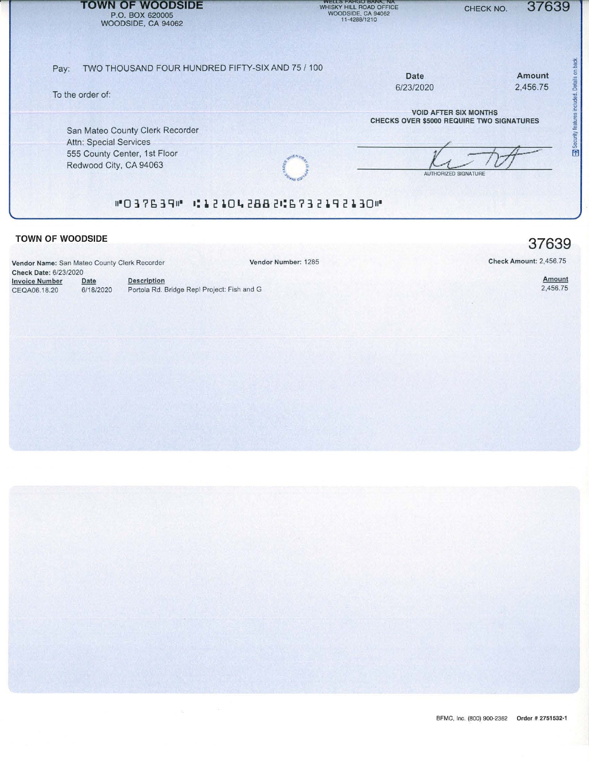**TOWN OF WOODSIDE**
P.O. BOX 620005
WOODSIDE, CA 94062

WELLS FARGO BANK, NA
WHISKY HILL ROAD OFFICE
WOODSIDE, CA 94062
11-4288/1210

CHECK NO. 37639

Pay: TWO THOUSAND FOUR HUNDRED FIFTY-SIX AND 75 / 100

| Date | Amount |
|---|---|
| 6/23/2020 | 2,456.75 |

To the order of:

**VOID AFTER SIX MONTHS**
**CHECKS OVER $5000 REQUIRE TWO SIGNATURES**

San Mateo County Clerk Recorder
Attn: Special Services
555 County Center, 1st Floor
Redwood City, CA 94063

AUTHORIZED SIGNATURE

Security features included. Details on back.

⑈037639⑈ ⑆121042882⑆6732192130⑈

**TOWN OF WOODSIDE**

**37639**

**Vendor Name:** San Mateo County Clerk Recorder **Vendor Number:** 1285 **Check Amount:** 2,456.75

**Check Date:** 6/23/2020

| Invoice Number | Date | Description | Amount |
|---|---|---|---|
| CEQA06.18.20 | 6/18/2020 | Portola Rd. Bridge Repl Project: Fish and G | 2,456.75 |

BFMC, Inc. (800) 900-2362 **Order # 2751532-1**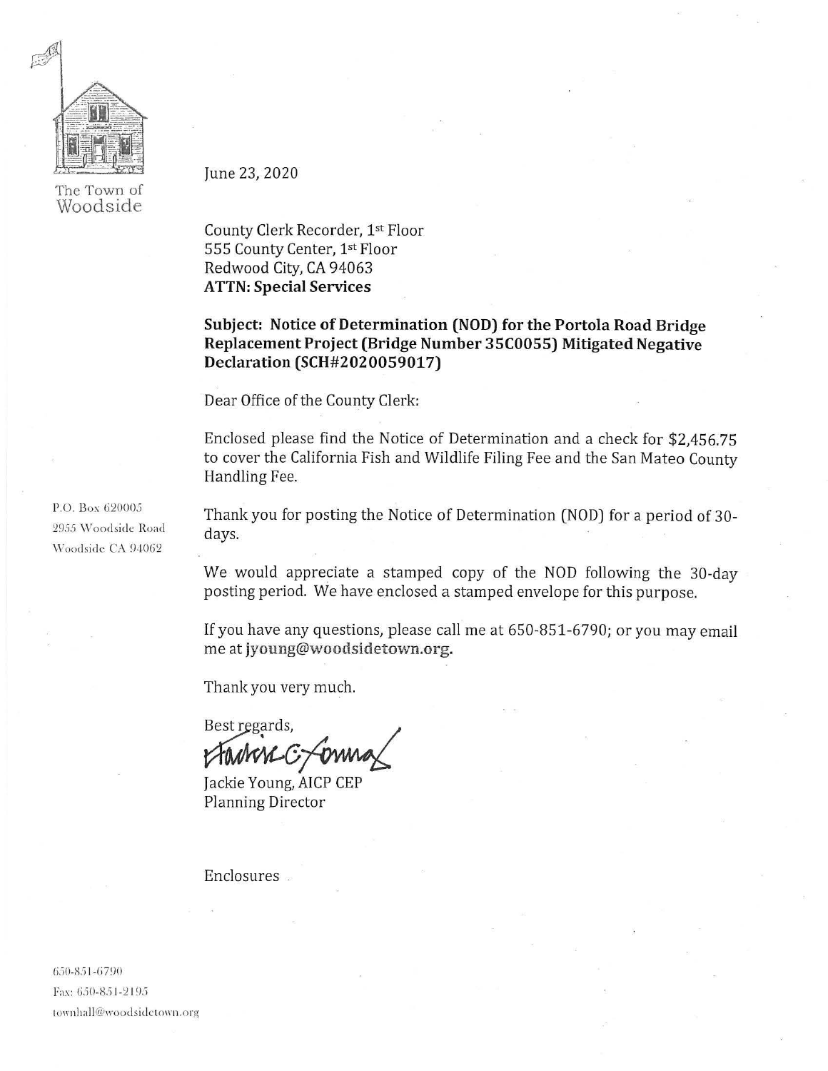The Town of
Woodside

June 23, 2020

County Clerk Recorder, 1st Floor
555 County Center, 1st Floor
Redwood City, CA 94063
**ATTN: Special Services**

**Subject: Notice of Determination (NOD) for the Portola Road Bridge Replacement Project (Bridge Number 35C0055) Mitigated Negative Declaration (SCH#2020059017)**

Dear Office of the County Clerk:

Enclosed please find the Notice of Determination and a check for $2,456.75 to cover the California Fish and Wildlife Filing Fee and the San Mateo County Handling Fee.

Thank you for posting the Notice of Determination (NOD) for a period of 30-days.

We would appreciate a stamped copy of the NOD following the 30-day posting period. We have enclosed a stamped envelope for this purpose.

If you have any questions, please call me at 650-851-6790; or you may email me at jyoung@woodsidetown.org.

Thank you very much.

Best regards,

Jackie Young, AICP CEP
Planning Director

Enclosures

P.O. Box 620005
2955 Woodside Road
Woodside CA 94062

650-851-6790
Fax: 650-851-2195
townhall@woodsidetown.org